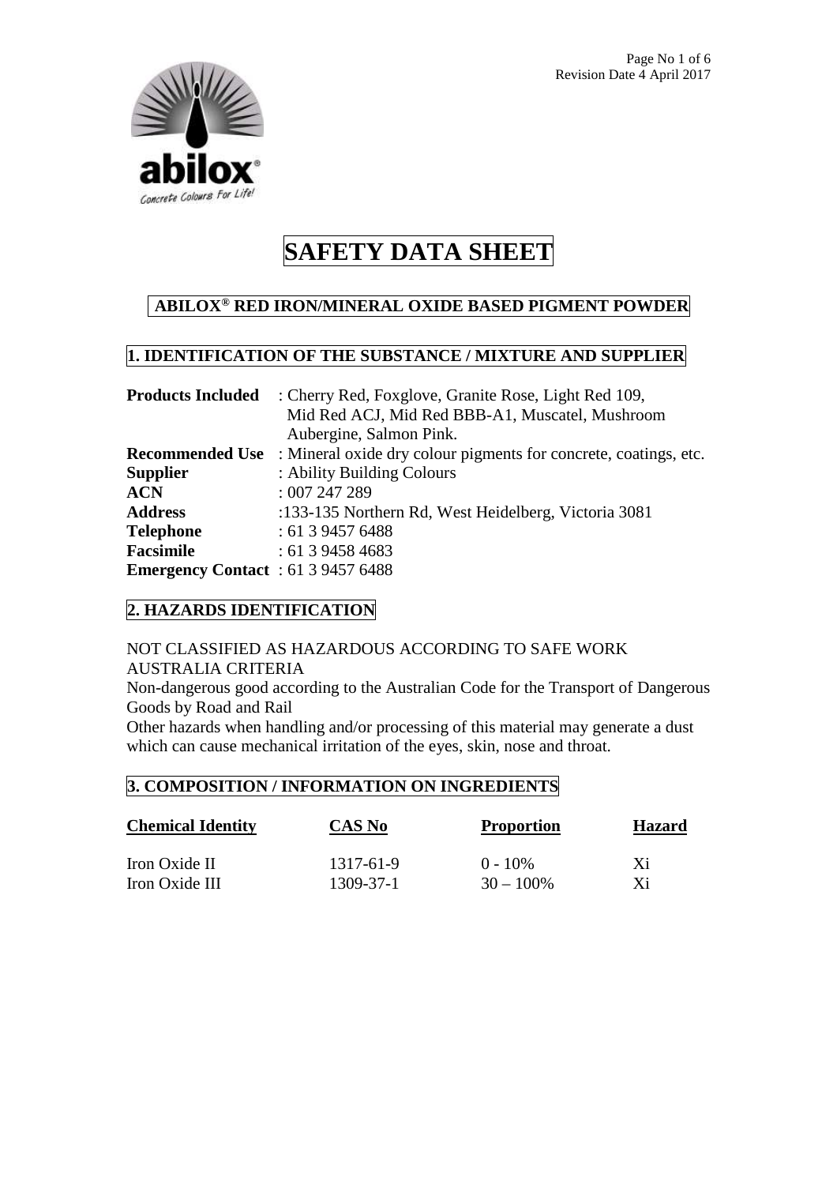# SAFETY DATA SHEET

## ABILOX® RED IRON/MINERAL OXIDE BASED PIGMENT POWDER

## 1. IDENTIFICATION OF THE SUBSTANCE / MIXTURE AND SUPPLIER

**Products Included** : Cherry Red, Foxglove, Granite Rose, Light Red 109, Mid Red ACJ, Mid Red BBB-A1, Muscatel, Mushroom Aubergine, Salmon Pink.
**Recommended Use** : Mineral oxide dry colour pigments for concrete, coatings, etc.
**Supplier** : Ability Building Colours
**ACN** : 007 247 289
**Address** :133-135 Northern Rd, West Heidelberg, Victoria 3081
**Telephone** : 61 3 9457 6488
**Facsimile** : 61 3 9458 4683
**Emergency Contact** : 61 3 9457 6488

## 2. HAZARDS IDENTIFICATION

NOT CLASSIFIED AS HAZARDOUS ACCORDING TO SAFE WORK AUSTRALIA CRITERIA
Non-dangerous good according to the Australian Code for the Transport of Dangerous Goods by Road and Rail
Other hazards when handling and/or processing of this material may generate a dust which can cause mechanical irritation of the eyes, skin, nose and throat.

## 3. COMPOSITION / INFORMATION ON INGREDIENTS

| Chemical Identity | CAS No | Proportion | Hazard |
|---|---|---|---|
| Iron Oxide II | 1317-61-9 | 0 - 10% | Xi |
| Iron Oxide III | 1309-37-1 | 30 – 100% | Xi |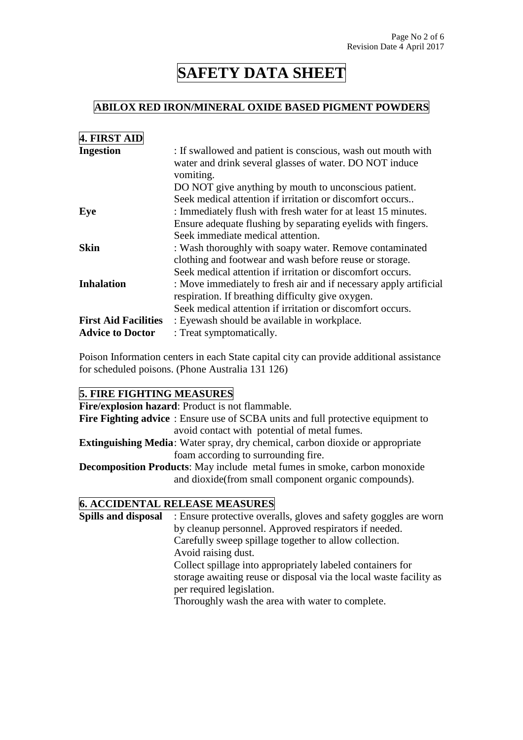# SAFETY DATA SHEET

## ABILOX RED IRON/MINERAL OXIDE BASED PIGMENT POWDERS

### 4. FIRST AID

**Ingestion** : If swallowed and patient is conscious, wash out mouth with water and drink several glasses of water. DO NOT induce vomiting.
DO NOT give anything by mouth to unconscious patient.
Seek medical attention if irritation or discomfort occurs..

**Eye** : Immediately flush with fresh water for at least 15 minutes.
Ensure adequate flushing by separating eyelids with fingers.
Seek immediate medical attention.

**Skin** : Wash thoroughly with soapy water. Remove contaminated clothing and footwear and wash before reuse or storage.
Seek medical attention if irritation or discomfort occurs.

**Inhalation** : Move immediately to fresh air and if necessary apply artificial respiration. If breathing difficulty give oxygen.
Seek medical attention if irritation or discomfort occurs.

**First Aid Facilities** : Eyewash should be available in workplace.

**Advice to Doctor** : Treat symptomatically.

Poison Information centers in each State capital city can provide additional assistance for scheduled poisons. (Phone Australia 131 126)

### 5. FIRE FIGHTING MEASURES

**Fire/explosion hazard**: Product is not flammable.

**Fire Fighting advice** : Ensure use of SCBA units and full protective equipment to avoid contact with potential of metal fumes.

**Extinguishing Media**: Water spray, dry chemical, carbon dioxide or appropriate foam according to surrounding fire.

**Decomposition Products**: May include metal fumes in smoke, carbon monoxide and dioxide(from small component organic compounds).

### 6. ACCIDENTAL RELEASE MEASURES

**Spills and disposal** : Ensure protective overalls, gloves and safety goggles are worn by cleanup personnel. Approved respirators if needed.
Carefully sweep spillage together to allow collection.
Avoid raising dust.
Collect spillage into appropriately labeled containers for storage awaiting reuse or disposal via the local waste facility as per required legislation.
Thoroughly wash the area with water to complete.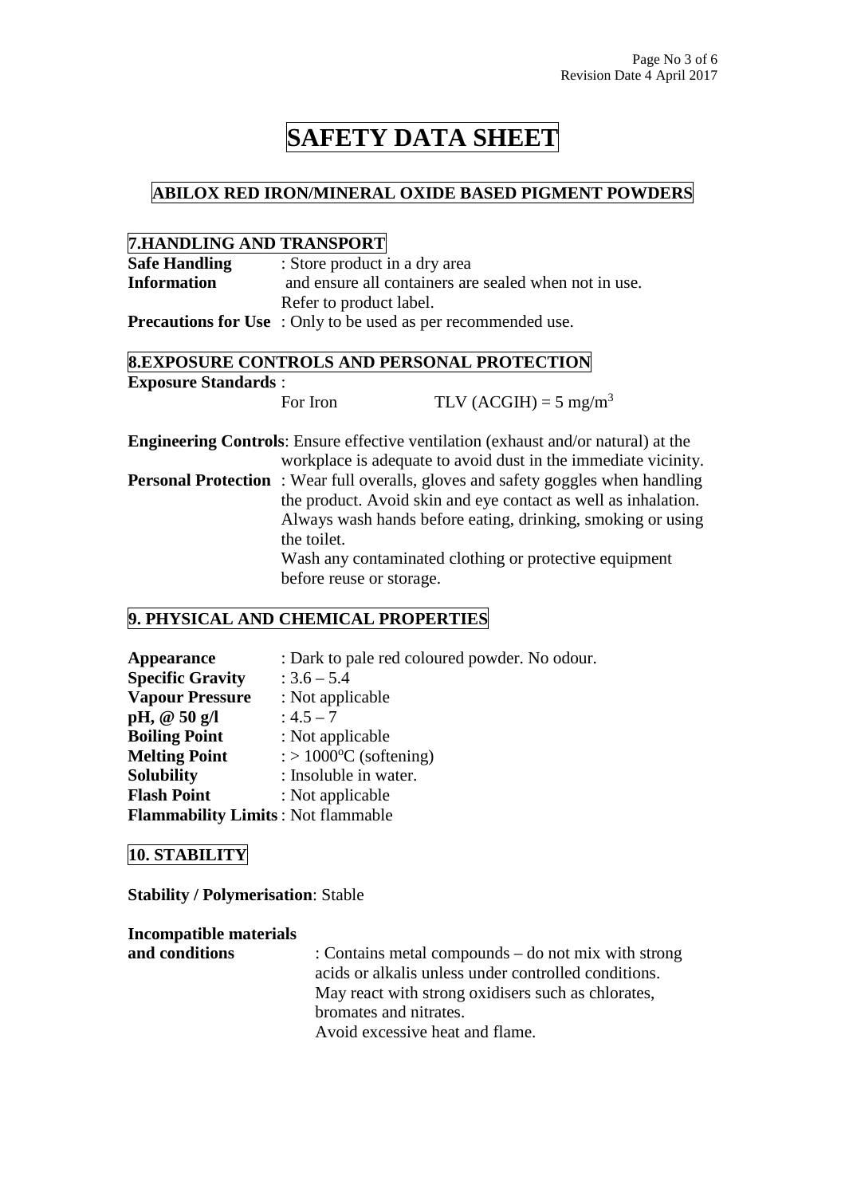# SAFETY DATA SHEET

## ABILOX RED IRON/MINERAL OXIDE BASED PIGMENT POWDERS

### 7.HANDLING AND TRANSPORT

**Safe Handling Information** : Store product in a dry area and ensure all containers are sealed when not in use. Refer to product label.

**Precautions for Use** : Only to be used as per recommended use.

### 8.EXPOSURE CONTROLS AND PERSONAL PROTECTION

**Exposure Standards** :

For Iron TLV (ACGIH) = 5 mg/m$^3$

**Engineering Controls**: Ensure effective ventilation (exhaust and/or natural) at the workplace is adequate to avoid dust in the immediate vicinity.

**Personal Protection** : Wear full overalls, gloves and safety goggles when handling the product. Avoid skin and eye contact as well as inhalation. Always wash hands before eating, drinking, smoking or using the toilet.
Wash any contaminated clothing or protective equipment before reuse or storage.

### 9. PHYSICAL AND CHEMICAL PROPERTIES

**Appearance** : Dark to pale red coloured powder. No odour.
**Specific Gravity** : 3.6 – 5.4
**Vapour Pressure** : Not applicable
**pH, @ 50 g/l** : 4.5 – 7
**Boiling Point** : Not applicable
**Melting Point** : > 1000$^o$C (softening)
**Solubility** : Insoluble in water.
**Flash Point** : Not applicable
**Flammability Limits** : Not flammable

### 10. STABILITY

**Stability / Polymerisation**: Stable

**Incompatible materials and conditions** : Contains metal compounds – do not mix with strong acids or alkalis unless under controlled conditions. May react with strong oxidisers such as chlorates, bromates and nitrates.
Avoid excessive heat and flame.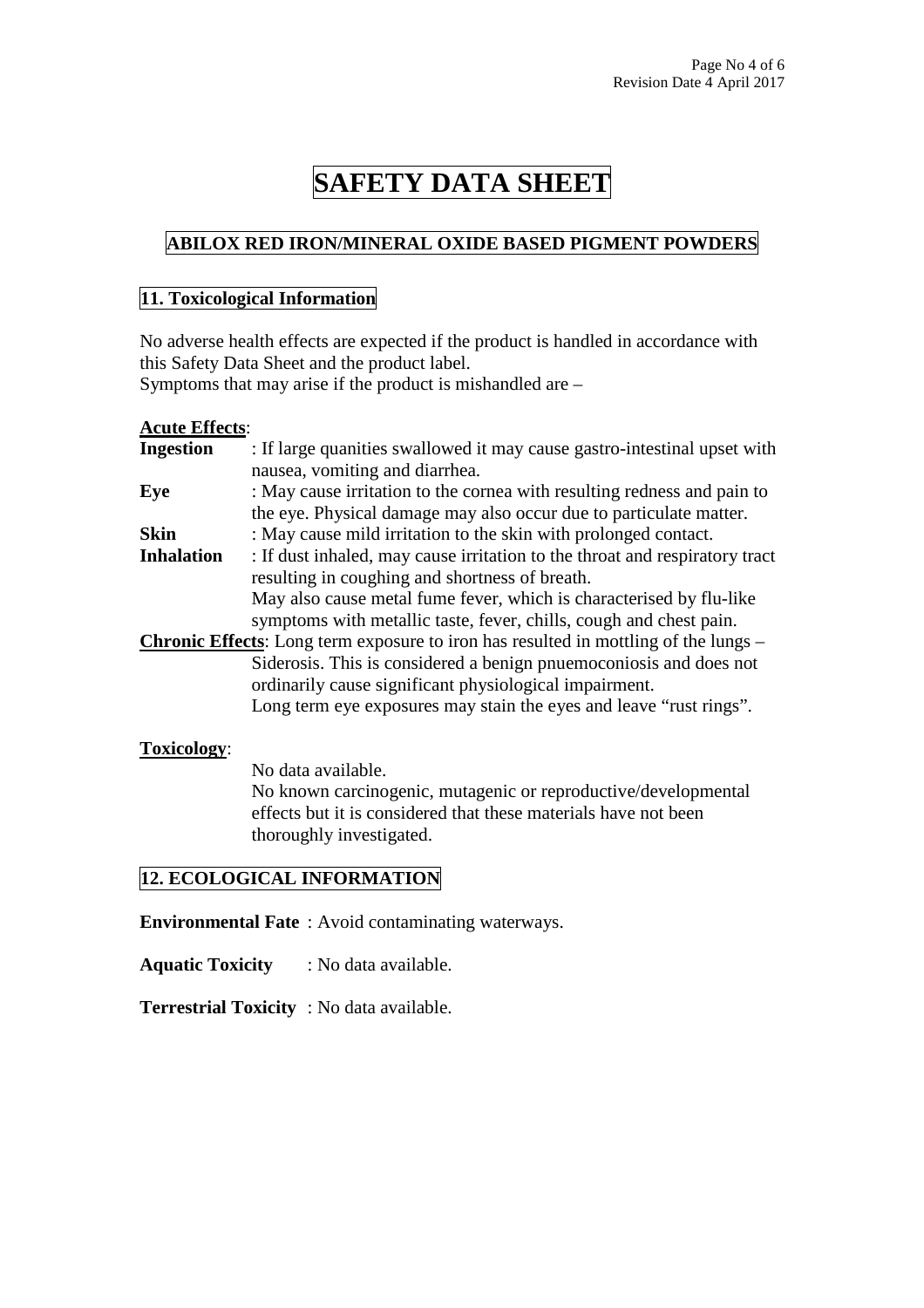# SAFETY DATA SHEET

## ABILOX RED IRON/MINERAL OXIDE BASED PIGMENT POWDERS

### 11. Toxicological Information

No adverse health effects are expected if the product is handled in accordance with this Safety Data Sheet and the product label.
Symptoms that may arise if the product is mishandled are –

**Acute Effects**:

**Ingestion** : If large quanities swallowed it may cause gastro-intestinal upset with nausea, vomiting and diarrhea.

**Eye** : May cause irritation to the cornea with resulting redness and pain to the eye. Physical damage may also occur due to particulate matter.

**Skin** : May cause mild irritation to the skin with prolonged contact.

**Inhalation** : If dust inhaled, may cause irritation to the throat and respiratory tract resulting in coughing and shortness of breath.
May also cause metal fume fever, which is characterised by flu-like symptoms with metallic taste, fever, chills, cough and chest pain.

**Chronic Effects**: Long term exposure to iron has resulted in mottling of the lungs – Siderosis. This is considered a benign pnuemoconiosis and does not ordinarily cause significant physiological impairment.
Long term eye exposures may stain the eyes and leave "rust rings".

**Toxicology**:

No data available.
No known carcinogenic, mutagenic or reproductive/developmental effects but it is considered that these materials have not been thoroughly investigated.

### 12. ECOLOGICAL INFORMATION

**Environmental Fate** : Avoid contaminating waterways.

**Aquatic Toxicity** : No data available.

**Terrestrial Toxicity** : No data available.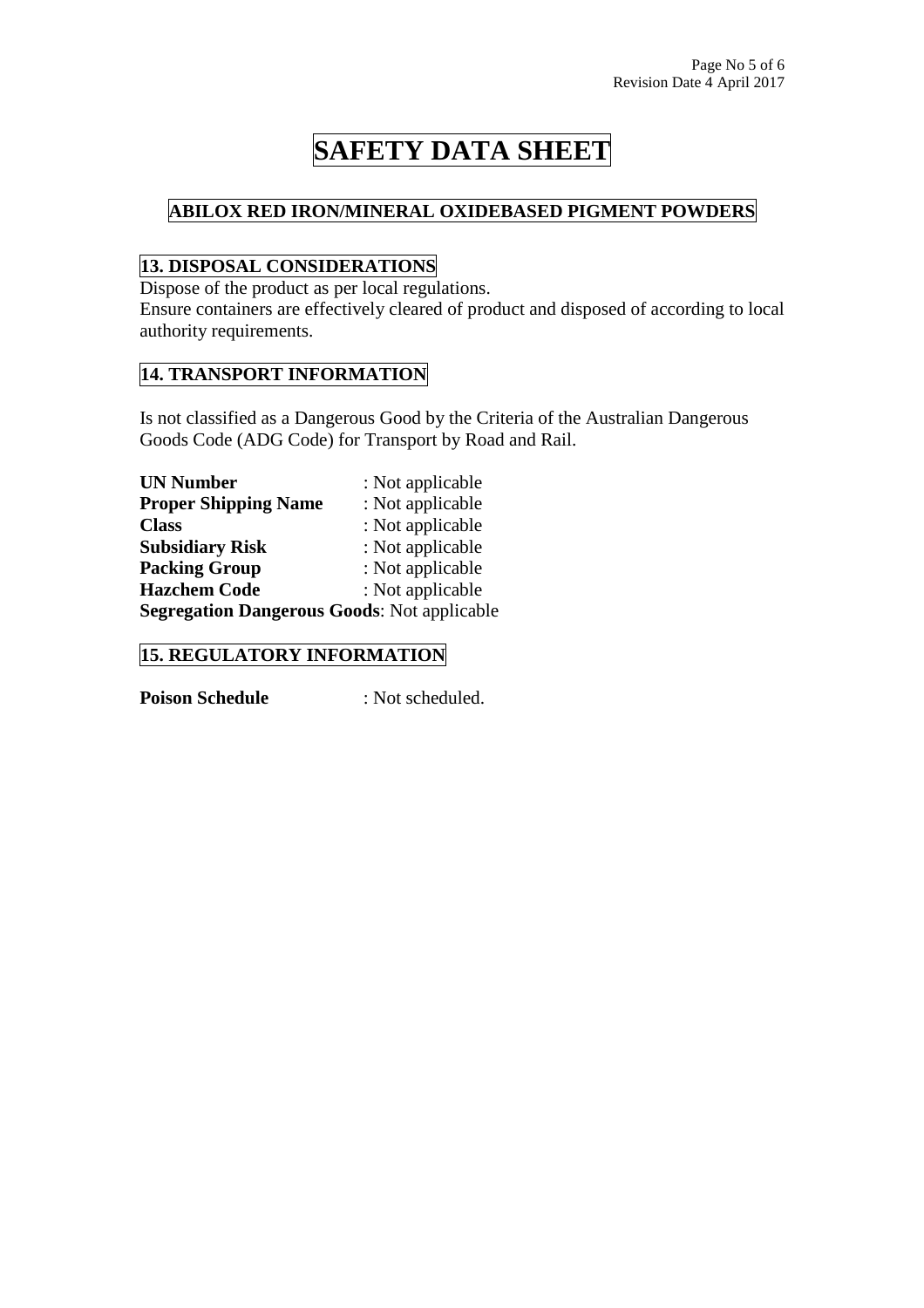# SAFETY DATA SHEET

## ABILOX RED IRON/MINERAL OXIDEBASED PIGMENT POWDERS

## 13. DISPOSAL CONSIDERATIONS

Dispose of the product as per local regulations.
Ensure containers are effectively cleared of product and disposed of according to local authority requirements.

## 14. TRANSPORT INFORMATION

Is not classified as a Dangerous Good by the Criteria of the Australian Dangerous Goods Code (ADG Code) for Transport by Road and Rail.

**UN Number** : Not applicable
**Proper Shipping Name** : Not applicable
**Class** : Not applicable
**Subsidiary Risk** : Not applicable
**Packing Group** : Not applicable
**Hazchem Code** : Not applicable
**Segregation Dangerous Goods**: Not applicable

## 15. REGULATORY INFORMATION

**Poison Schedule** : Not scheduled.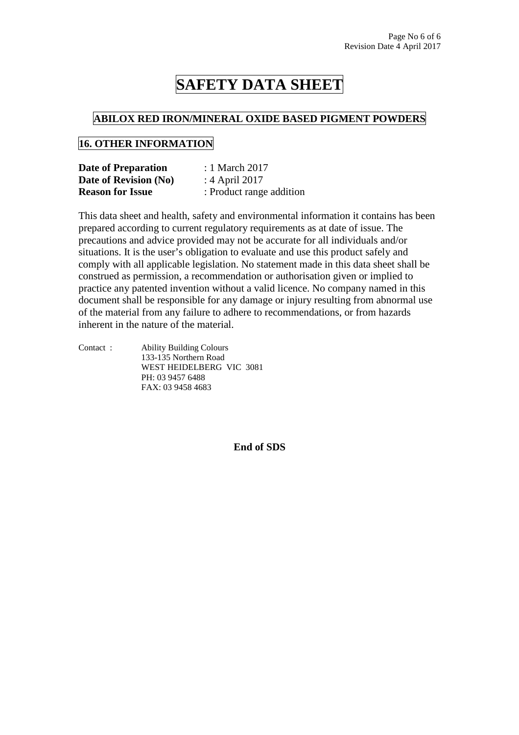# SAFETY DATA SHEET

## ABILOX RED IRON/MINERAL OXIDE BASED PIGMENT POWDERS

## 16. OTHER INFORMATION

**Date of Preparation** : 1 March 2017
**Date of Revision (No)** : 4 April 2017
**Reason for Issue** : Product range addition

This data sheet and health, safety and environmental information it contains has been prepared according to current regulatory requirements as at date of issue. The precautions and advice provided may not be accurate for all individuals and/or situations. It is the user's obligation to evaluate and use this product safely and comply with all applicable legislation. No statement made in this data sheet shall be construed as permission, a recommendation or authorisation given or implied to practice any patented invention without a valid licence. No company named in this document shall be responsible for any damage or injury resulting from abnormal use of the material from any failure to adhere to recommendations, or from hazards inherent in the nature of the material.

Contact : Ability Building Colours
133-135 Northern Road
WEST HEIDELBERG VIC 3081
PH: 03 9457 6488
FAX: 03 9458 4683

**End of SDS**